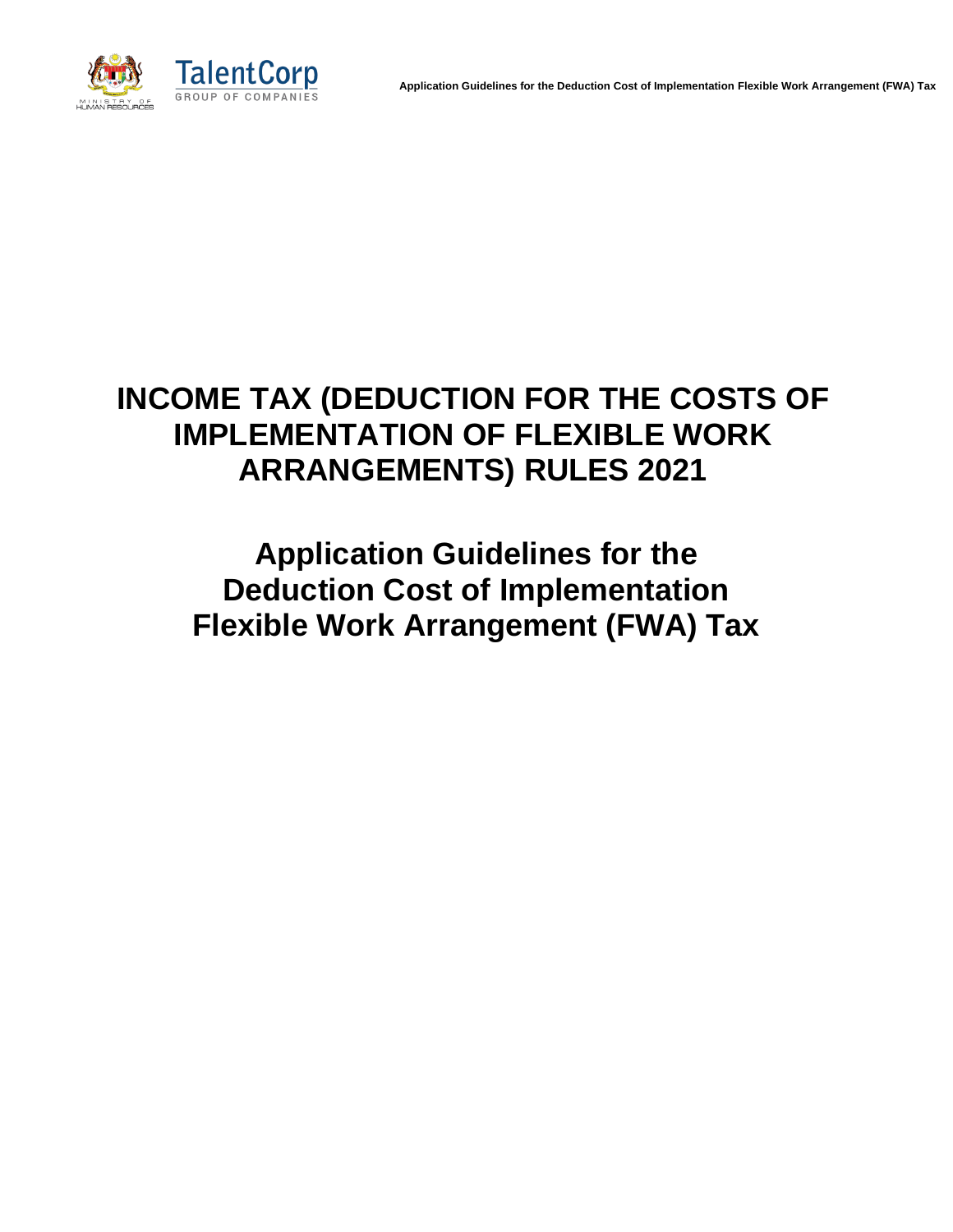# INCOME TAX (DEDUCTION FOR THE COSTS OF IMPLEMENTATION OF FLEXIBLE WORK ARRANGEMENTS) RULES 2021

## Application Guidelines for the Deduction Cost of Implementation Flexible Work Arrangement (FWA) Tax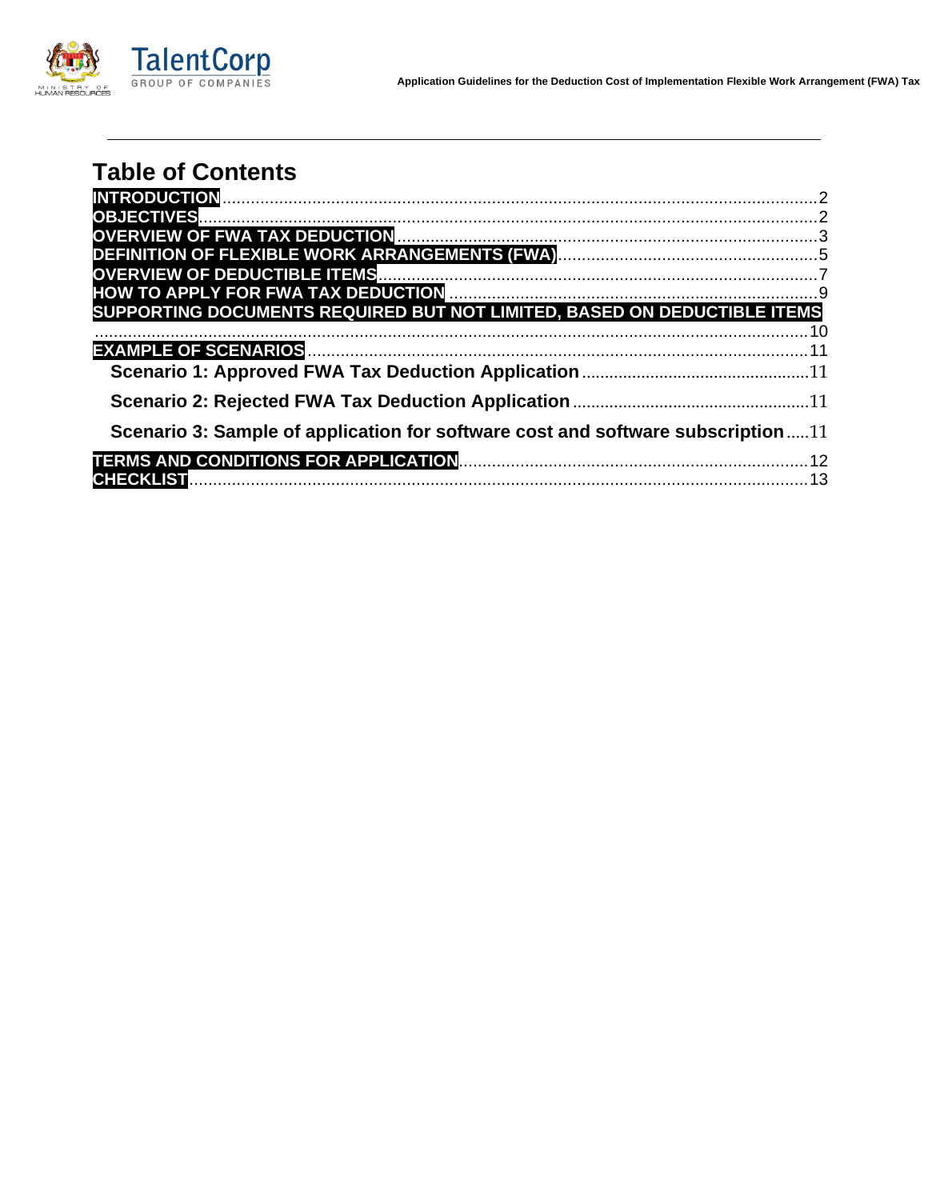# Table of Contents

INTRODUCTION ........................................................................................................ 2
OBJECTIVES ........................................................................................................... 2
OVERVIEW OF FWA TAX DEDUCTION ........................................................................ 3
DEFINITION OF FLEXIBLE WORK ARRANGEMENTS (FWA) ............................................. 5
OVERVIEW OF DEDUCTIBLE ITEMS ............................................................................ 7
HOW TO APPLY FOR FWA TAX DEDUCTION .................................................................. 9
SUPPORTING DOCUMENTS REQUIRED BUT NOT LIMITED, BASED ON DEDUCTIBLE ITEMS ........................................................................................................................ 10
EXAMPLE OF SCENARIOS ....................................................................................... 11
- Scenario 1: Approved FWA Tax Deduction Application ................................................. 11
- Scenario 2: Rejected FWA Tax Deduction Application ................................................... 11
- Scenario 3: Sample of application for software cost and software subscription ..... 11

TERMS AND CONDITIONS FOR APPLICATION ............................................................. 12
CHECKLIST ........................................................................................................... 13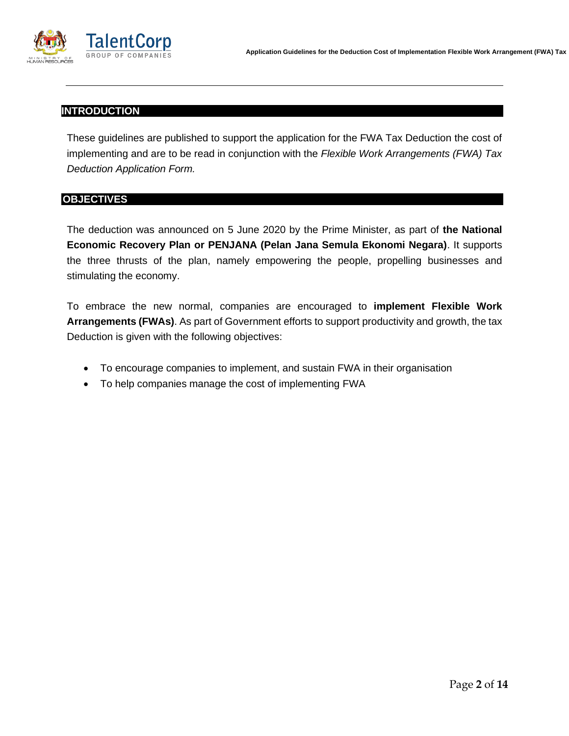## INTRODUCTION

These guidelines are published to support the application for the FWA Tax Deduction the cost of implementing and are to be read in conjunction with the *Flexible Work Arrangements (FWA) Tax Deduction Application Form.*

## OBJECTIVES

The deduction was announced on 5 June 2020 by the Prime Minister, as part of **the National Economic Recovery Plan or PENJANA (Pelan Jana Semula Ekonomi Negara)**. It supports the three thrusts of the plan, namely empowering the people, propelling businesses and stimulating the economy.

To embrace the new normal, companies are encouraged to **implement Flexible Work Arrangements (FWAs)**. As part of Government efforts to support productivity and growth, the tax Deduction is given with the following objectives:

- To encourage companies to implement, and sustain FWA in their organisation
- To help companies manage the cost of implementing FWA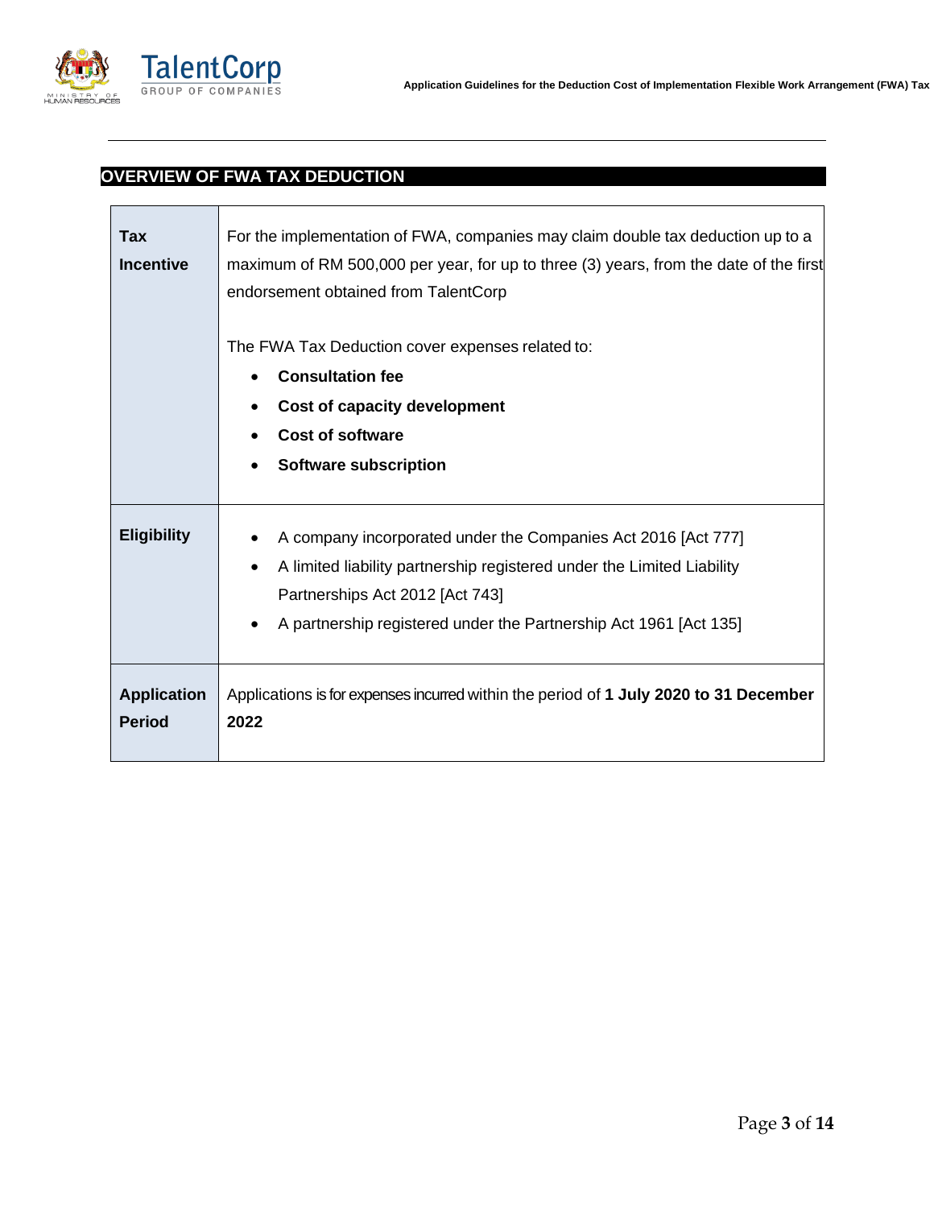## OVERVIEW OF FWA TAX DEDUCTION

| | |
|---|---|
| **Tax Incentive** | For the implementation of FWA, companies may claim double tax deduction up to a maximum of RM 500,000 per year, for up to three (3) years, from the date of the first endorsement obtained from TalentCorp<br><br>The FWA Tax Deduction cover expenses related to:<br>• **Consultation fee**<br>• **Cost of capacity development**<br>• **Cost of software**<br>• **Software subscription** |
| **Eligibility** | • A company incorporated under the Companies Act 2016 [Act 777]<br>• A limited liability partnership registered under the Limited Liability Partnerships Act 2012 [Act 743]<br>• A partnership registered under the Partnership Act 1961 [Act 135] |
| **Application Period** | Applications is for expenses incurred within the period of **1 July 2020 to 31 December 2022** |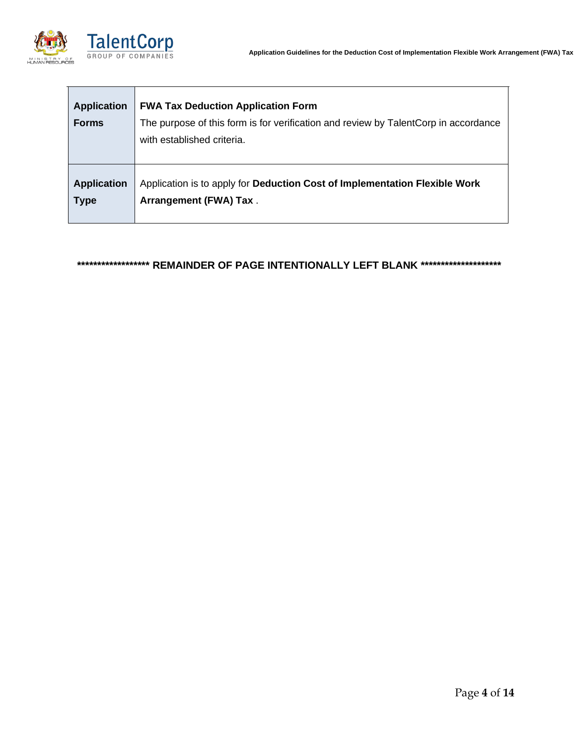| | |
|---|---|
| **Application Forms** | **FWA Tax Deduction Application Form**<br>The purpose of this form is for verification and review by TalentCorp in accordance with established criteria. |
| **Application Type** | Application is to apply for **Deduction Cost of Implementation Flexible Work Arrangement (FWA) Tax** . |

**\*\*\*\*\*\*\*\*\*\*\*\*\*\*\*\*\*\* REMAINDER OF PAGE INTENTIONALLY LEFT BLANK \*\*\*\*\*\*\*\*\*\*\*\*\*\*\*\*\*\*\*\***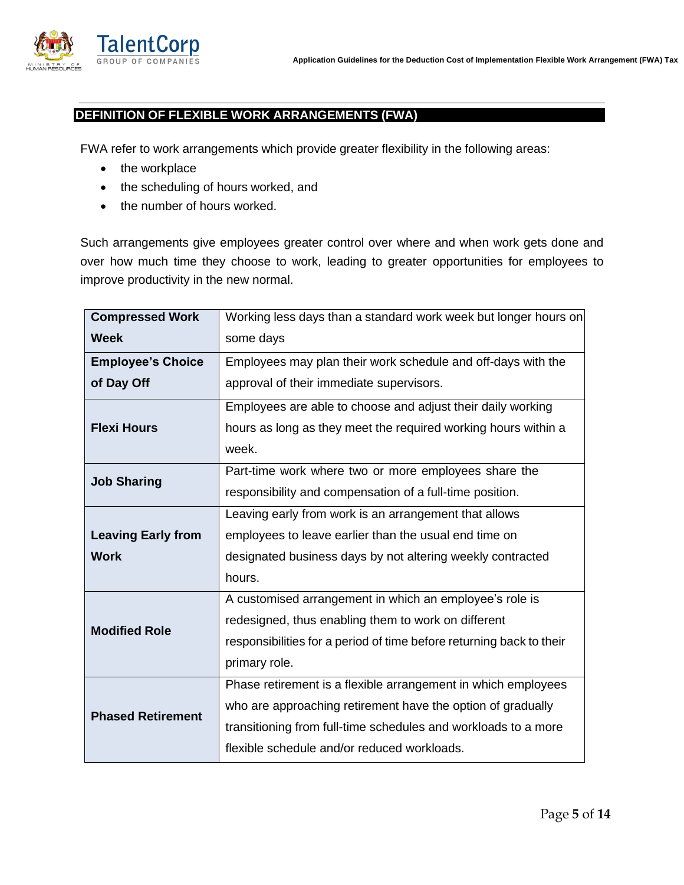## DEFINITION OF FLEXIBLE WORK ARRANGEMENTS (FWA)

FWA refer to work arrangements which provide greater flexibility in the following areas:

- the workplace
- the scheduling of hours worked, and
- the number of hours worked.

Such arrangements give employees greater control over where and when work gets done and over how much time they choose to work, leading to greater opportunities for employees to improve productivity in the new normal.

| | |
|---|---|
| **Compressed Work Week** | Working less days than a standard work week but longer hours on some days |
| **Employee's Choice of Day Off** | Employees may plan their work schedule and off-days with the approval of their immediate supervisors. |
| **Flexi Hours** | Employees are able to choose and adjust their daily working hours as long as they meet the required working hours within a week. |
| **Job Sharing** | Part-time work where two or more employees share the responsibility and compensation of a full-time position. |
| **Leaving Early from Work** | Leaving early from work is an arrangement that allows employees to leave earlier than the usual end time on designated business days by not altering weekly contracted hours. |
| **Modified Role** | A customised arrangement in which an employee's role is redesigned, thus enabling them to work on different responsibilities for a period of time before returning back to their primary role. |
| **Phased Retirement** | Phase retirement is a flexible arrangement in which employees who are approaching retirement have the option of gradually transitioning from full-time schedules and workloads to a more flexible schedule and/or reduced workloads. |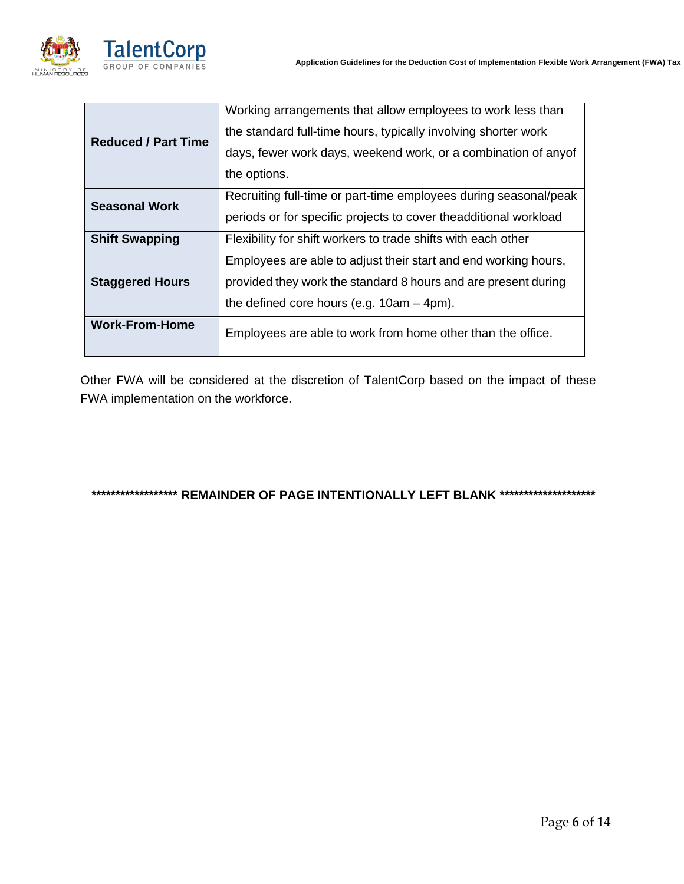| | |
|---|---|
| **Reduced / Part Time** | Working arrangements that allow employees to work less than the standard full-time hours, typically involving shorter work days, fewer work days, weekend work, or a combination of anyof the options. |
| **Seasonal Work** | Recruiting full-time or part-time employees during seasonal/peak periods or for specific projects to cover theadditional workload |
| **Shift Swapping** | Flexibility for shift workers to trade shifts with each other |
| **Staggered Hours** | Employees are able to adjust their start and end working hours, provided they work the standard 8 hours and are present during the defined core hours (e.g. 10am – 4pm). |
| **Work-From-Home** | Employees are able to work from home other than the office. |

Other FWA will be considered at the discretion of TalentCorp based on the impact of these FWA implementation on the workforce.

**\*\*\*\*\*\*\*\*\*\*\*\*\*\*\*\*\*\* REMAINDER OF PAGE INTENTIONALLY LEFT BLANK \*\*\*\*\*\*\*\*\*\*\*\*\*\*\*\*\*\*\*\***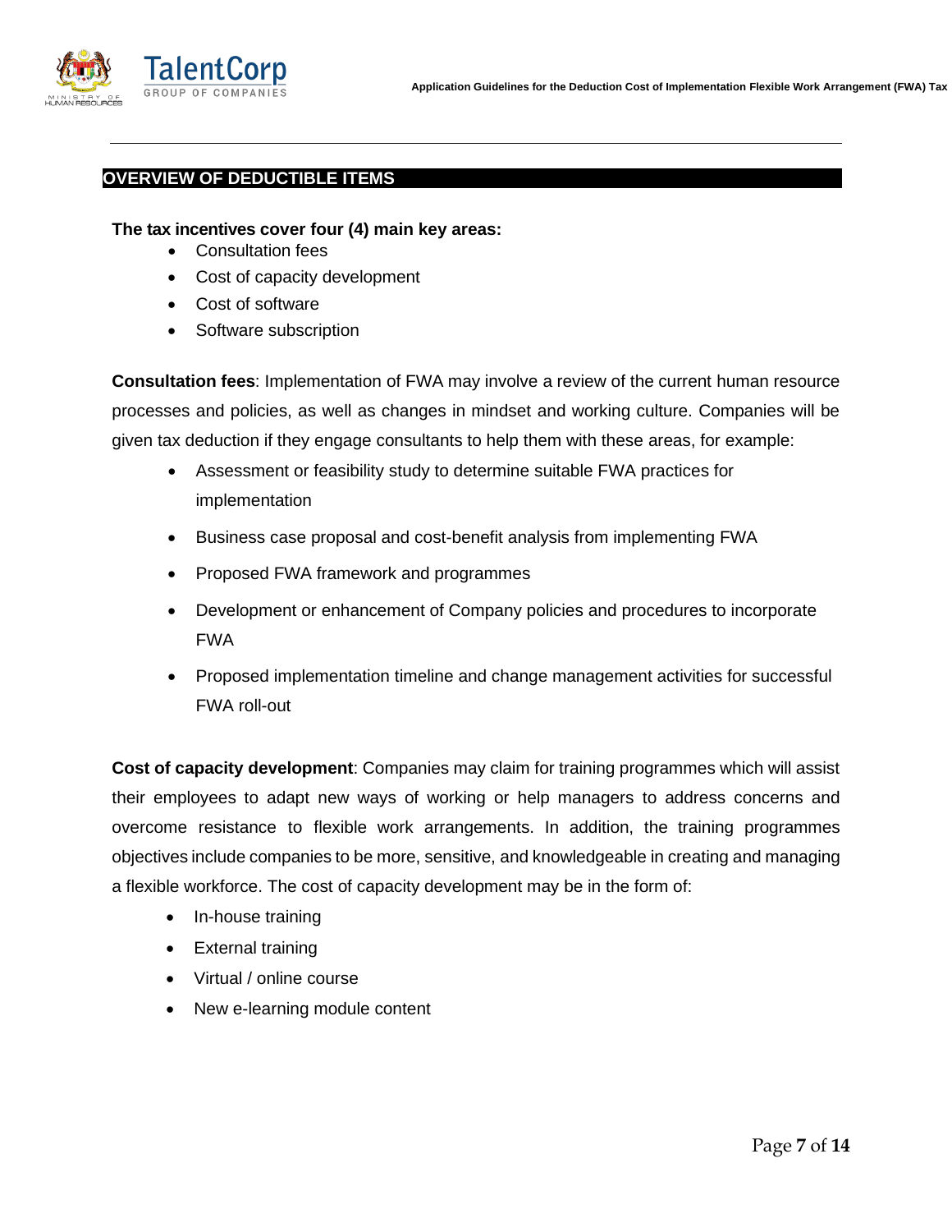## OVERVIEW OF DEDUCTIBLE ITEMS

**The tax incentives cover four (4) main key areas:**

- Consultation fees
- Cost of capacity development
- Cost of software
- Software subscription

**Consultation fees**: Implementation of FWA may involve a review of the current human resource processes and policies, as well as changes in mindset and working culture. Companies will be given tax deduction if they engage consultants to help them with these areas, for example:

- Assessment or feasibility study to determine suitable FWA practices for implementation
- Business case proposal and cost-benefit analysis from implementing FWA
- Proposed FWA framework and programmes
- Development or enhancement of Company policies and procedures to incorporate FWA
- Proposed implementation timeline and change management activities for successful FWA roll-out

**Cost of capacity development**: Companies may claim for training programmes which will assist their employees to adapt new ways of working or help managers to address concerns and overcome resistance to flexible work arrangements. In addition, the training programmes objectives include companies to be more, sensitive, and knowledgeable in creating and managing a flexible workforce. The cost of capacity development may be in the form of:

- In-house training
- External training
- Virtual / online course
- New e-learning module content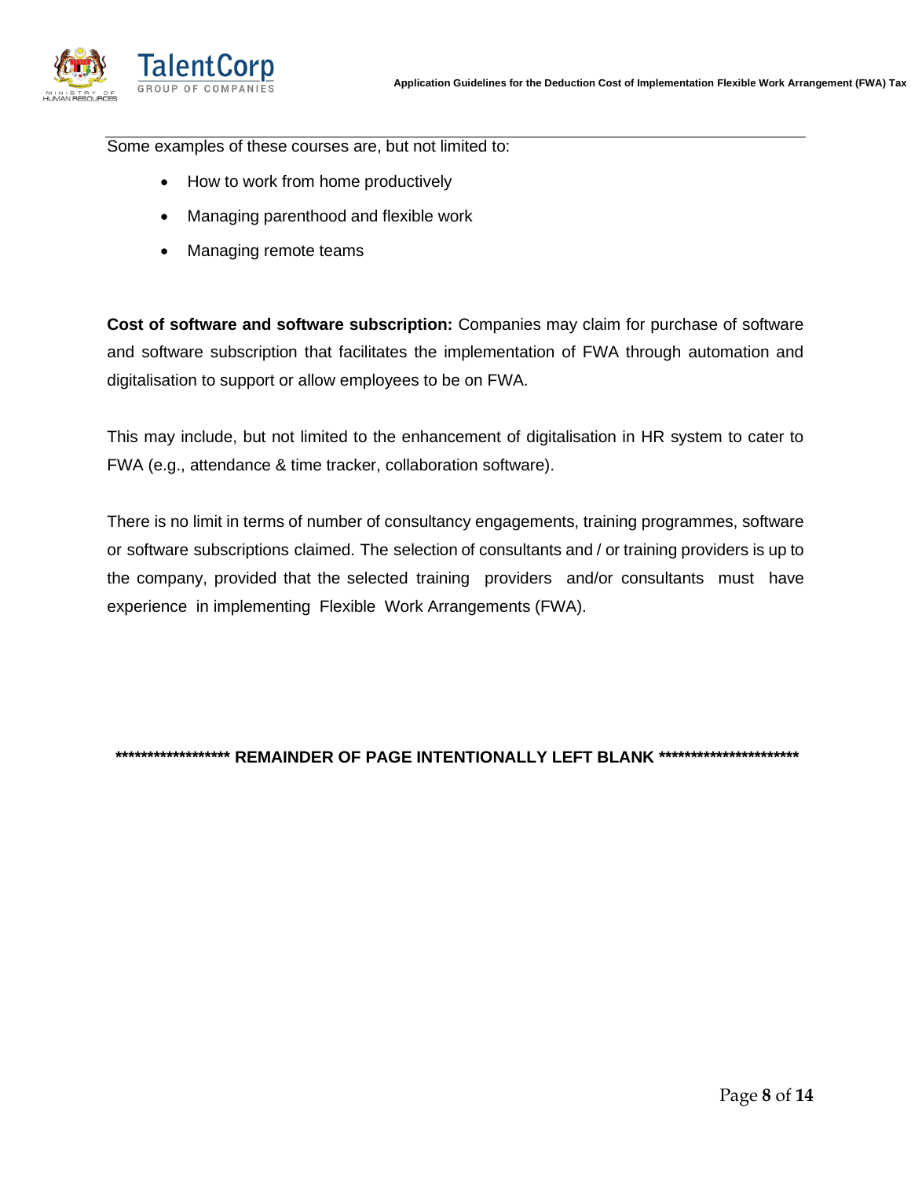Some examples of these courses are, but not limited to:

- How to work from home productively
- Managing parenthood and flexible work
- Managing remote teams

**Cost of software and software subscription:** Companies may claim for purchase of software and software subscription that facilitates the implementation of FWA through automation and digitalisation to support or allow employees to be on FWA.

This may include, but not limited to the enhancement of digitalisation in HR system to cater to FWA (e.g., attendance & time tracker, collaboration software).

There is no limit in terms of number of consultancy engagements, training programmes, software or software subscriptions claimed. The selection of consultants and / or training providers is up to the company, provided that the selected training providers and/or consultants must have experience in implementing Flexible Work Arrangements (FWA).

**\*\*\*\*\*\*\*\*\*\*\*\*\*\*\*\*\*\* REMAINDER OF PAGE INTENTIONALLY LEFT BLANK \*\*\*\*\*\*\*\*\*\*\*\*\*\*\*\*\*\*\*\*\*\***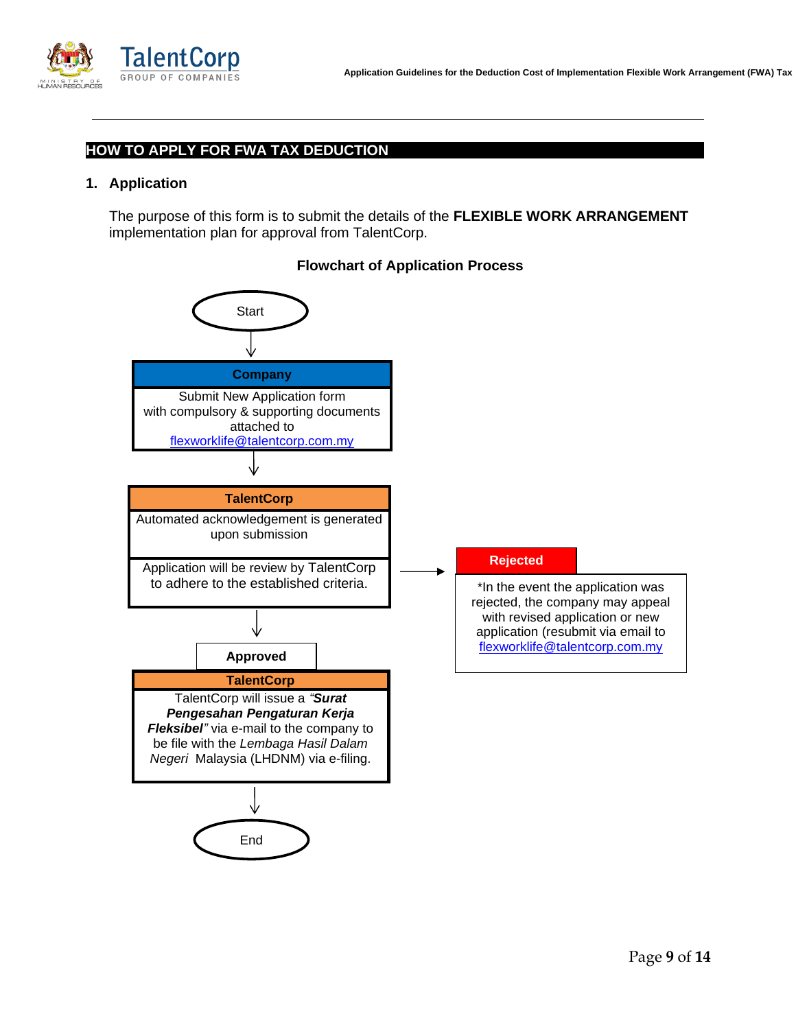## HOW TO APPLY FOR FWA TAX DEDUCTION

### 1. Application

The purpose of this form is to submit the details of the **FLEXIBLE WORK ARRANGEMENT** implementation plan for approval from TalentCorp.

**Flowchart of Application Process**

Start

↓

**Company**

Submit New Application form with compulsory & supporting documents attached to flexworklife@talentcorp.com.my

↓

**TalentCorp**

Automated acknowledgement is generated upon submission

Application will be review by TalentCorp to adhere to the established criteria.

→ **Rejected**

*In the event the application was rejected, the company may appeal with revised application or new application (resubmit via email to flexworklife@talentcorp.com.my

↓

**Approved**

**TalentCorp**

TalentCorp will issue a ***"Surat Pengesahan Pengaturan Kerja Fleksibel"*** via e-mail to the company to be file with the *Lembaga Hasil Dalam Negeri* Malaysia (LHDNM) via e-filing.

↓

End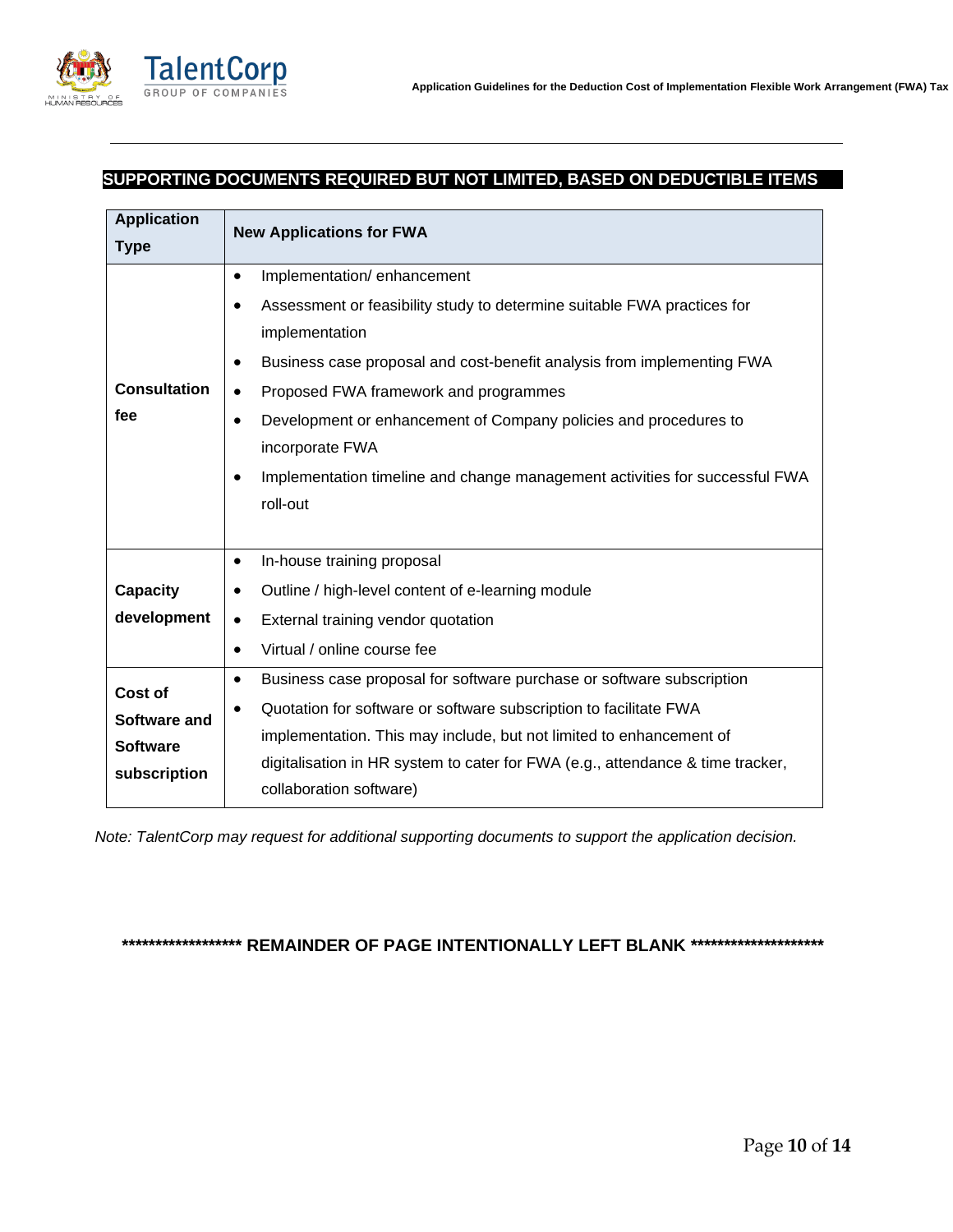## SUPPORTING DOCUMENTS REQUIRED BUT NOT LIMITED, BASED ON DEDUCTIBLE ITEMS

| Application Type | New Applications for FWA |
| --- | --- |
| **Consultation fee** | • Implementation/ enhancement<br>• Assessment or feasibility study to determine suitable FWA practices for implementation<br>• Business case proposal and cost-benefit analysis from implementing FWA<br>• Proposed FWA framework and programmes<br>• Development or enhancement of Company policies and procedures to incorporate FWA<br>• Implementation timeline and change management activities for successful FWA roll-out |
| **Capacity development** | • In-house training proposal<br>• Outline / high-level content of e-learning module<br>• External training vendor quotation<br>• Virtual / online course fee |
| **Cost of Software and Software subscription** | • Business case proposal for software purchase or software subscription<br>• Quotation for software or software subscription to facilitate FWA implementation. This may include, but not limited to enhancement of digitalisation in HR system to cater for FWA (e.g., attendance & time tracker, collaboration software) |

*Note: TalentCorp may request for additional supporting documents to support the application decision.*

**\*\*\*\*\*\*\*\*\*\*\*\*\*\*\*\*\*\* REMAINDER OF PAGE INTENTIONALLY LEFT BLANK \*\*\*\*\*\*\*\*\*\*\*\*\*\*\*\*\*\*\*\***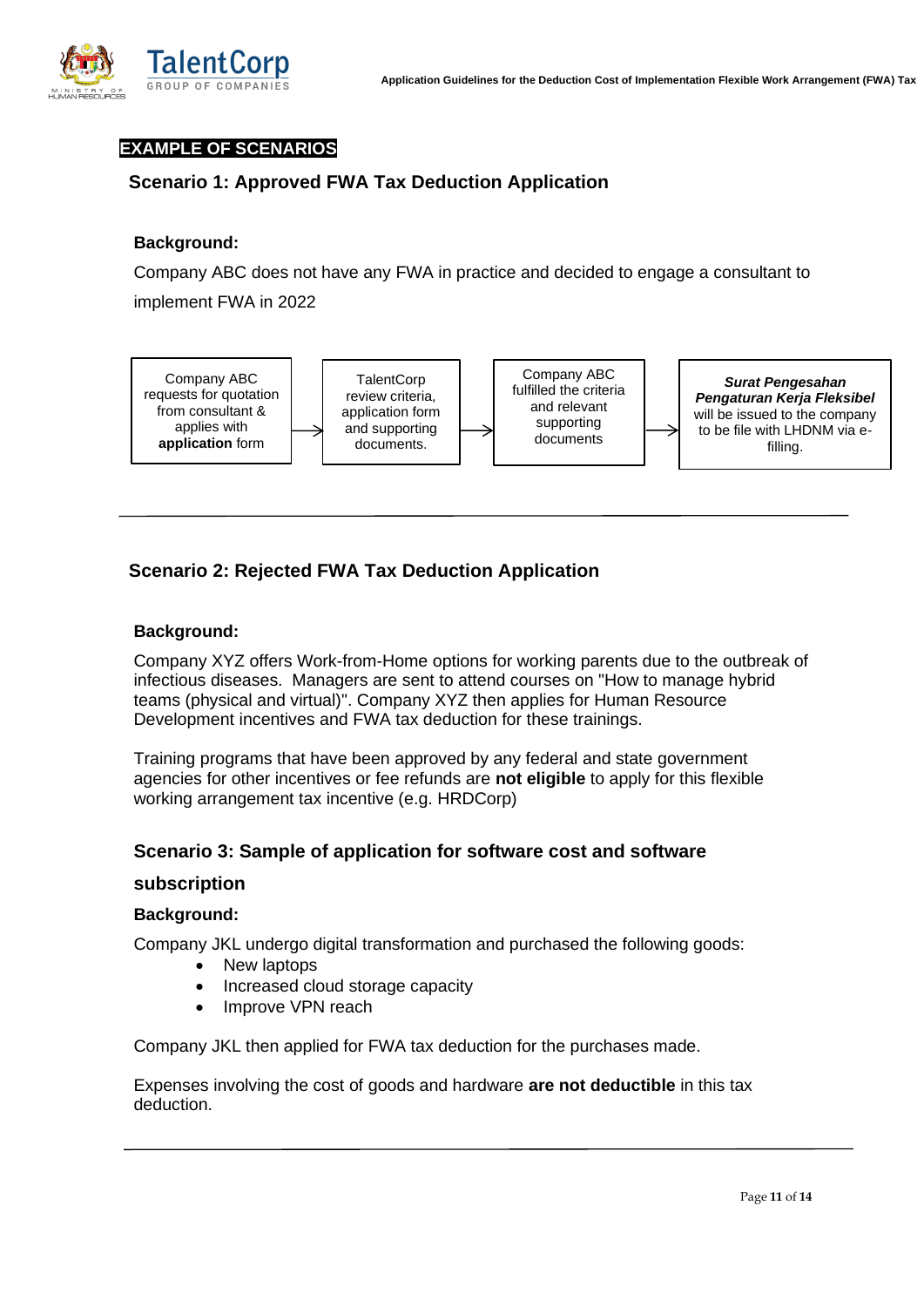**EXAMPLE OF SCENARIOS**

## Scenario 1: Approved FWA Tax Deduction Application

**Background:**

Company ABC does not have any FWA in practice and decided to engage a consultant to implement FWA in 2022

Company ABC requests for quotation from consultant & applies with **application** form → TalentCorp review criteria, application form and supporting documents. → Company ABC fulfilled the criteria and relevant supporting documents → ***Surat Pengesahan Pengaturan Kerja Fleksibel*** will be issued to the company to be file with LHDNM via e-filling.

---

## Scenario 2: Rejected FWA Tax Deduction Application

**Background:**

Company XYZ offers Work-from-Home options for working parents due to the outbreak of infectious diseases. Managers are sent to attend courses on "How to manage hybrid teams (physical and virtual)". Company XYZ then applies for Human Resource Development incentives and FWA tax deduction for these trainings.

Training programs that have been approved by any federal and state government agencies for other incentives or fee refunds are **not eligible** to apply for this flexible working arrangement tax incentive (e.g. HRDCorp)

## Scenario 3: Sample of application for software cost and software subscription

**Background:**

Company JKL undergo digital transformation and purchased the following goods:

- New laptops
- Increased cloud storage capacity
- Improve VPN reach

Company JKL then applied for FWA tax deduction for the purchases made.

Expenses involving the cost of goods and hardware **are not deductible** in this tax deduction.

---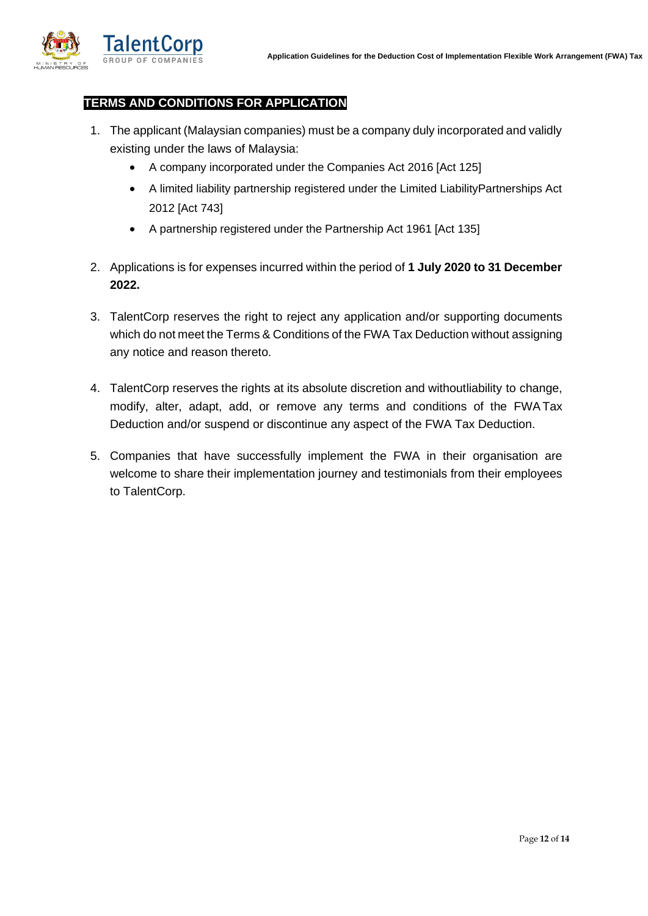## TERMS AND CONDITIONS FOR APPLICATION

1. The applicant (Malaysian companies) must be a company duly incorporated and validly existing under the laws of Malaysia:
   - A company incorporated under the Companies Act 2016 [Act 125]
   - A limited liability partnership registered under the Limited LiabilityPartnerships Act 2012 [Act 743]
   - A partnership registered under the Partnership Act 1961 [Act 135]

2. Applications is for expenses incurred within the period of **1 July 2020 to 31 December 2022.**

3. TalentCorp reserves the right to reject any application and/or supporting documents which do not meet the Terms & Conditions of the FWA Tax Deduction without assigning any notice and reason thereto.

4. TalentCorp reserves the rights at its absolute discretion and withoutliability to change, modify, alter, adapt, add, or remove any terms and conditions of the FWA Tax Deduction and/or suspend or discontinue any aspect of the FWA Tax Deduction.

5. Companies that have successfully implement the FWA in their organisation are welcome to share their implementation journey and testimonials from their employees to TalentCorp.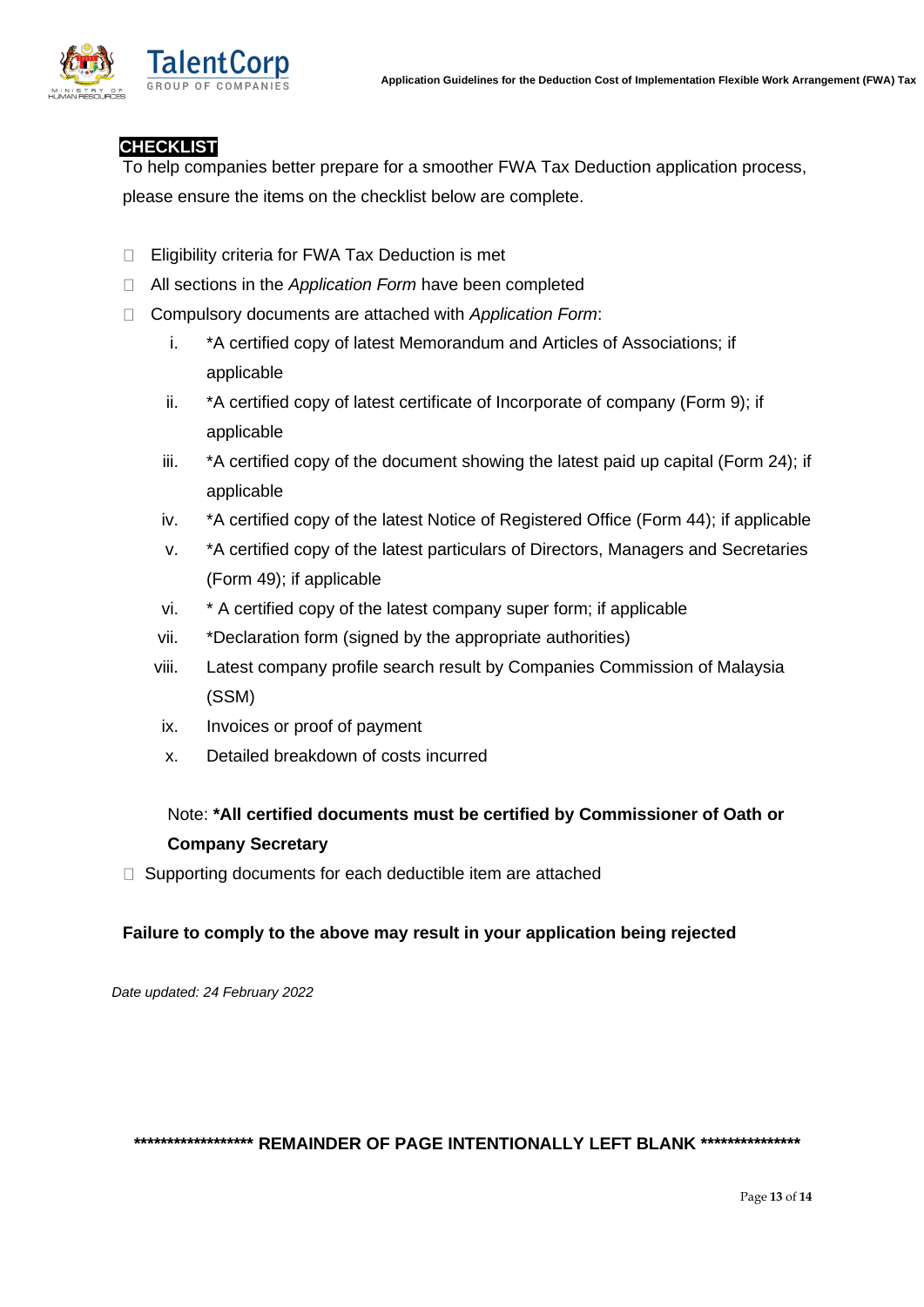**CHECKLIST**

To help companies better prepare for a smoother FWA Tax Deduction application process, please ensure the items on the checklist below are complete.

- ☐ Eligibility criteria for FWA Tax Deduction is met
- ☐ All sections in the *Application Form* have been completed
- ☐ Compulsory documents are attached with *Application Form*:
    1. *A certified copy of latest Memorandum and Articles of Associations; if applicable
    2. *A certified copy of latest certificate of Incorporate of company (Form 9); if applicable
    3. *A certified copy of the document showing the latest paid up capital (Form 24); if applicable
    4. *A certified copy of the latest Notice of Registered Office (Form 44); if applicable
    5. *A certified copy of the latest particulars of Directors, Managers and Secretaries (Form 49); if applicable
    6. * A certified copy of the latest company super form; if applicable
    7. *Declaration form (signed by the appropriate authorities)
    8. Latest company profile search result by Companies Commission of Malaysia (SSM)
    9. Invoices or proof of payment
    10. Detailed breakdown of costs incurred

    Note: **\*All certified documents must be certified by Commissioner of Oath or Company Secretary**

- ☐ Supporting documents for each deductible item are attached

**Failure to comply to the above may result in your application being rejected**

*Date updated: 24 February 2022*

**\*\*\*\*\*\*\*\*\*\*\*\*\*\*\*\*\*\* REMAINDER OF PAGE INTENTIONALLY LEFT BLANK \*\*\*\*\*\*\*\*\*\*\*\*\*\*\***